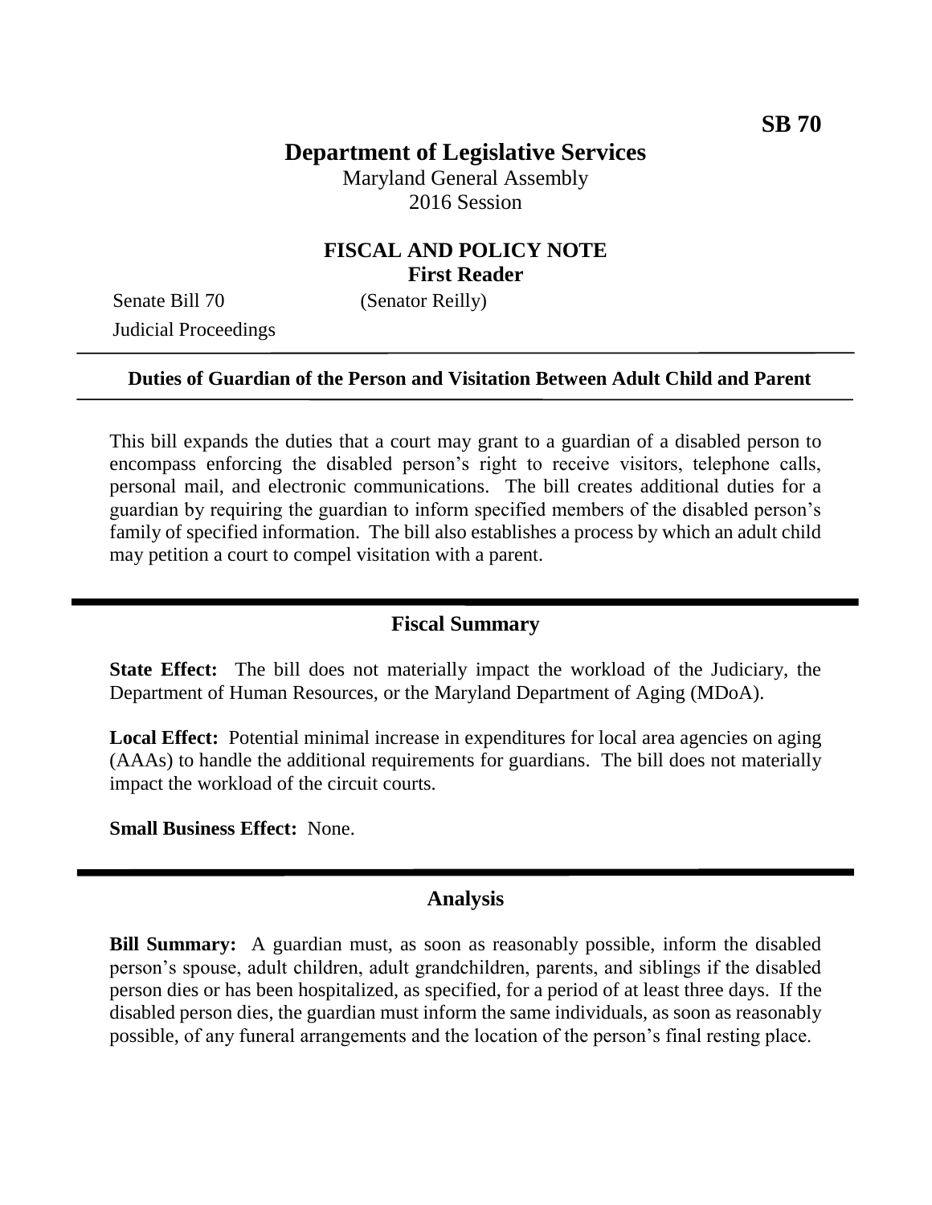SB 70

# Department of Legislative Services

Maryland General Assembly
2016 Session

## FISCAL AND POLICY NOTE
### First Reader

Senate Bill 70 (Senator Reilly)
Judicial Proceedings

---

**Duties of Guardian of the Person and Visitation Between Adult Child and Parent**

---

This bill expands the duties that a court may grant to a guardian of a disabled person to encompass enforcing the disabled person's right to receive visitors, telephone calls, personal mail, and electronic communications. The bill creates additional duties for a guardian by requiring the guardian to inform specified members of the disabled person's family of specified information. The bill also establishes a process by which an adult child may petition a court to compel visitation with a parent.

## Fiscal Summary

**State Effect:** The bill does not materially impact the workload of the Judiciary, the Department of Human Resources, or the Maryland Department of Aging (MDoA).

**Local Effect:** Potential minimal increase in expenditures for local area agencies on aging (AAAs) to handle the additional requirements for guardians. The bill does not materially impact the workload of the circuit courts.

**Small Business Effect:** None.

## Analysis

**Bill Summary:** A guardian must, as soon as reasonably possible, inform the disabled person's spouse, adult children, adult grandchildren, parents, and siblings if the disabled person dies or has been hospitalized, as specified, for a period of at least three days. If the disabled person dies, the guardian must inform the same individuals, as soon as reasonably possible, of any funeral arrangements and the location of the person's final resting place.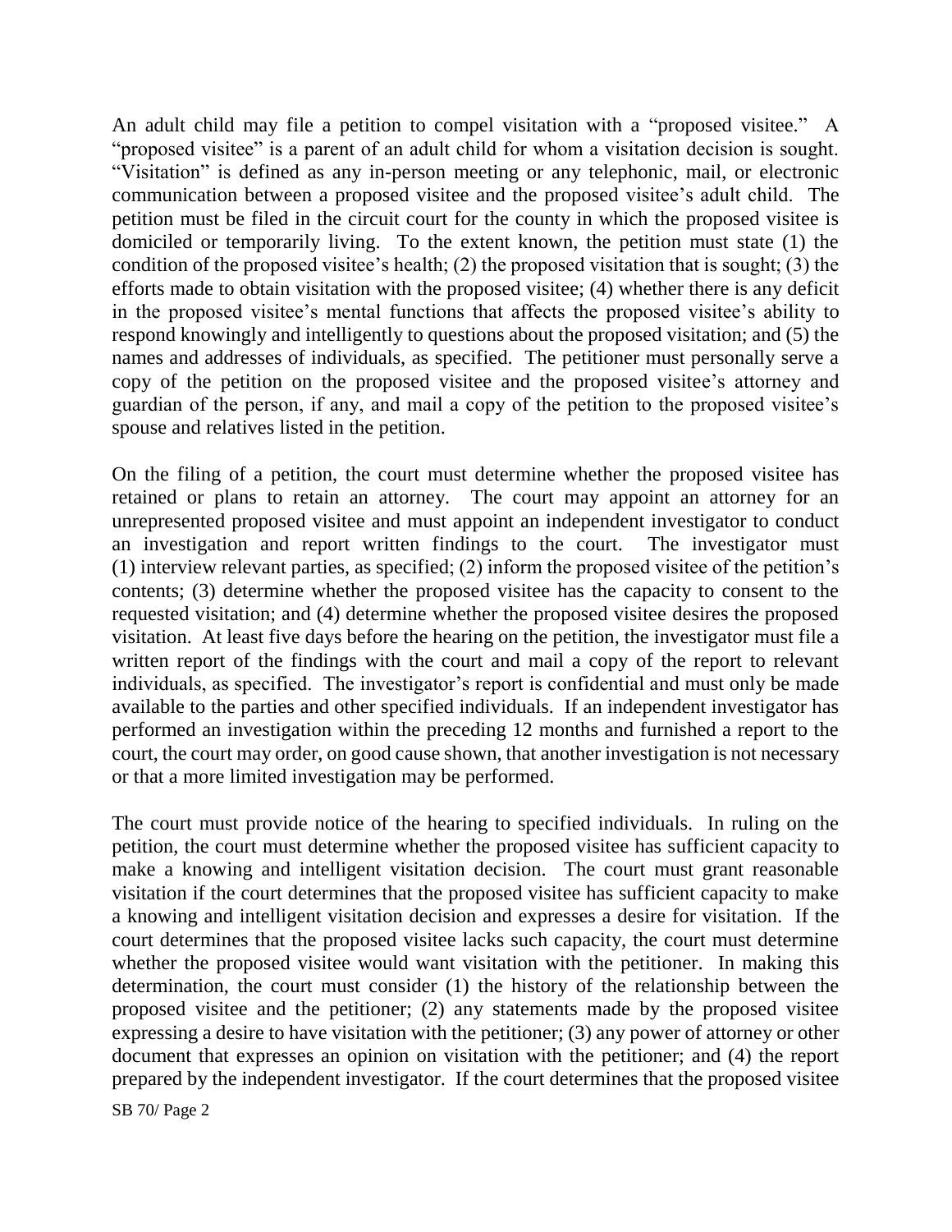An adult child may file a petition to compel visitation with a "proposed visitee." A "proposed visitee" is a parent of an adult child for whom a visitation decision is sought. "Visitation" is defined as any in-person meeting or any telephonic, mail, or electronic communication between a proposed visitee and the proposed visitee's adult child. The petition must be filed in the circuit court for the county in which the proposed visitee is domiciled or temporarily living. To the extent known, the petition must state (1) the condition of the proposed visitee's health; (2) the proposed visitation that is sought; (3) the efforts made to obtain visitation with the proposed visitee; (4) whether there is any deficit in the proposed visitee's mental functions that affects the proposed visitee's ability to respond knowingly and intelligently to questions about the proposed visitation; and (5) the names and addresses of individuals, as specified. The petitioner must personally serve a copy of the petition on the proposed visitee and the proposed visitee's attorney and guardian of the person, if any, and mail a copy of the petition to the proposed visitee's spouse and relatives listed in the petition.

On the filing of a petition, the court must determine whether the proposed visitee has retained or plans to retain an attorney. The court may appoint an attorney for an unrepresented proposed visitee and must appoint an independent investigator to conduct an investigation and report written findings to the court. The investigator must (1) interview relevant parties, as specified; (2) inform the proposed visitee of the petition's contents; (3) determine whether the proposed visitee has the capacity to consent to the requested visitation; and (4) determine whether the proposed visitee desires the proposed visitation. At least five days before the hearing on the petition, the investigator must file a written report of the findings with the court and mail a copy of the report to relevant individuals, as specified. The investigator's report is confidential and must only be made available to the parties and other specified individuals. If an independent investigator has performed an investigation within the preceding 12 months and furnished a report to the court, the court may order, on good cause shown, that another investigation is not necessary or that a more limited investigation may be performed.

The court must provide notice of the hearing to specified individuals. In ruling on the petition, the court must determine whether the proposed visitee has sufficient capacity to make a knowing and intelligent visitation decision. The court must grant reasonable visitation if the court determines that the proposed visitee has sufficient capacity to make a knowing and intelligent visitation decision and expresses a desire for visitation. If the court determines that the proposed visitee lacks such capacity, the court must determine whether the proposed visitee would want visitation with the petitioner. In making this determination, the court must consider (1) the history of the relationship between the proposed visitee and the petitioner; (2) any statements made by the proposed visitee expressing a desire to have visitation with the petitioner; (3) any power of attorney or other document that expresses an opinion on visitation with the petitioner; and (4) the report prepared by the independent investigator. If the court determines that the proposed visitee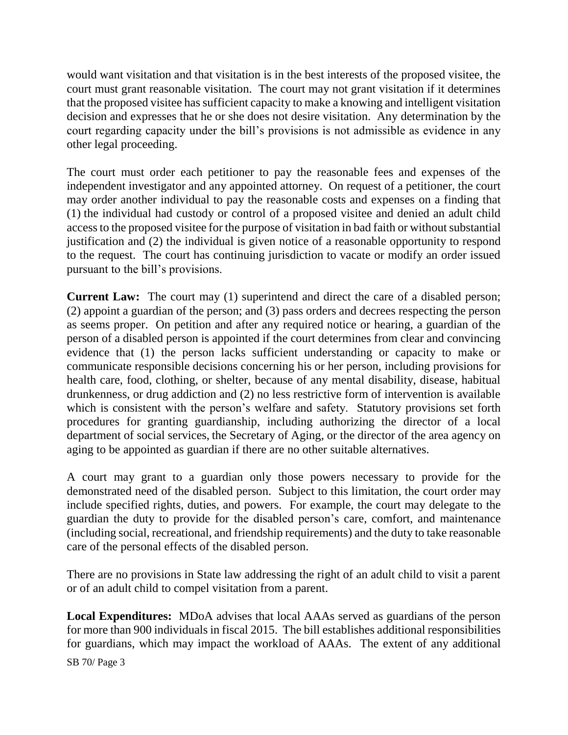would want visitation and that visitation is in the best interests of the proposed visitee, the court must grant reasonable visitation. The court may not grant visitation if it determines that the proposed visitee has sufficient capacity to make a knowing and intelligent visitation decision and expresses that he or she does not desire visitation. Any determination by the court regarding capacity under the bill's provisions is not admissible as evidence in any other legal proceeding.

The court must order each petitioner to pay the reasonable fees and expenses of the independent investigator and any appointed attorney. On request of a petitioner, the court may order another individual to pay the reasonable costs and expenses on a finding that (1) the individual had custody or control of a proposed visitee and denied an adult child access to the proposed visitee for the purpose of visitation in bad faith or without substantial justification and (2) the individual is given notice of a reasonable opportunity to respond to the request. The court has continuing jurisdiction to vacate or modify an order issued pursuant to the bill's provisions.

**Current Law:** The court may (1) superintend and direct the care of a disabled person; (2) appoint a guardian of the person; and (3) pass orders and decrees respecting the person as seems proper. On petition and after any required notice or hearing, a guardian of the person of a disabled person is appointed if the court determines from clear and convincing evidence that (1) the person lacks sufficient understanding or capacity to make or communicate responsible decisions concerning his or her person, including provisions for health care, food, clothing, or shelter, because of any mental disability, disease, habitual drunkenness, or drug addiction and (2) no less restrictive form of intervention is available which is consistent with the person's welfare and safety. Statutory provisions set forth procedures for granting guardianship, including authorizing the director of a local department of social services, the Secretary of Aging, or the director of the area agency on aging to be appointed as guardian if there are no other suitable alternatives.

A court may grant to a guardian only those powers necessary to provide for the demonstrated need of the disabled person. Subject to this limitation, the court order may include specified rights, duties, and powers. For example, the court may delegate to the guardian the duty to provide for the disabled person's care, comfort, and maintenance (including social, recreational, and friendship requirements) and the duty to take reasonable care of the personal effects of the disabled person.

There are no provisions in State law addressing the right of an adult child to visit a parent or of an adult child to compel visitation from a parent.

**Local Expenditures:** MDoA advises that local AAAs served as guardians of the person for more than 900 individuals in fiscal 2015. The bill establishes additional responsibilities for guardians, which may impact the workload of AAAs. The extent of any additional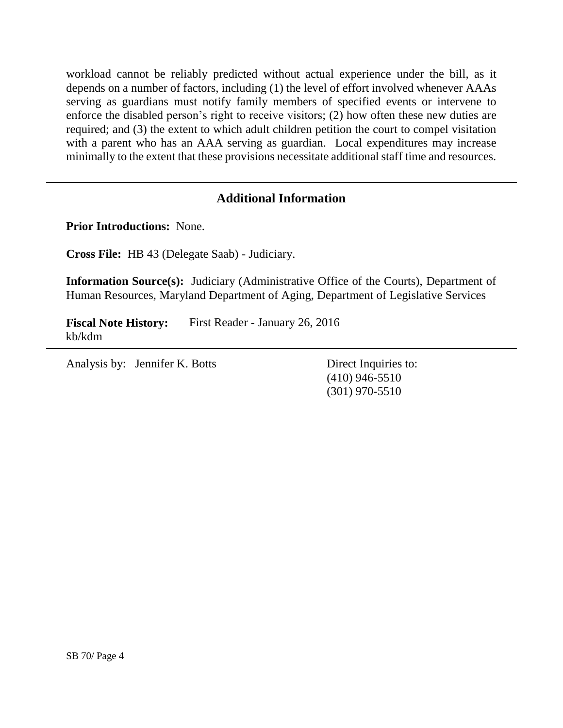workload cannot be reliably predicted without actual experience under the bill, as it depends on a number of factors, including (1) the level of effort involved whenever AAAs serving as guardians must notify family members of specified events or intervene to enforce the disabled person's right to receive visitors; (2) how often these new duties are required; and (3) the extent to which adult children petition the court to compel visitation with a parent who has an AAA serving as guardian. Local expenditures may increase minimally to the extent that these provisions necessitate additional staff time and resources.

---

## Additional Information

**Prior Introductions:** None.

**Cross File:** HB 43 (Delegate Saab) - Judiciary.

**Information Source(s):** Judiciary (Administrative Office of the Courts), Department of Human Resources, Maryland Department of Aging, Department of Legislative Services

**Fiscal Note History:** First Reader - January 26, 2016
kb/kdm

---

Analysis by: Jennifer K. Botts

Direct Inquiries to:
(410) 946-5510
(301) 970-5510